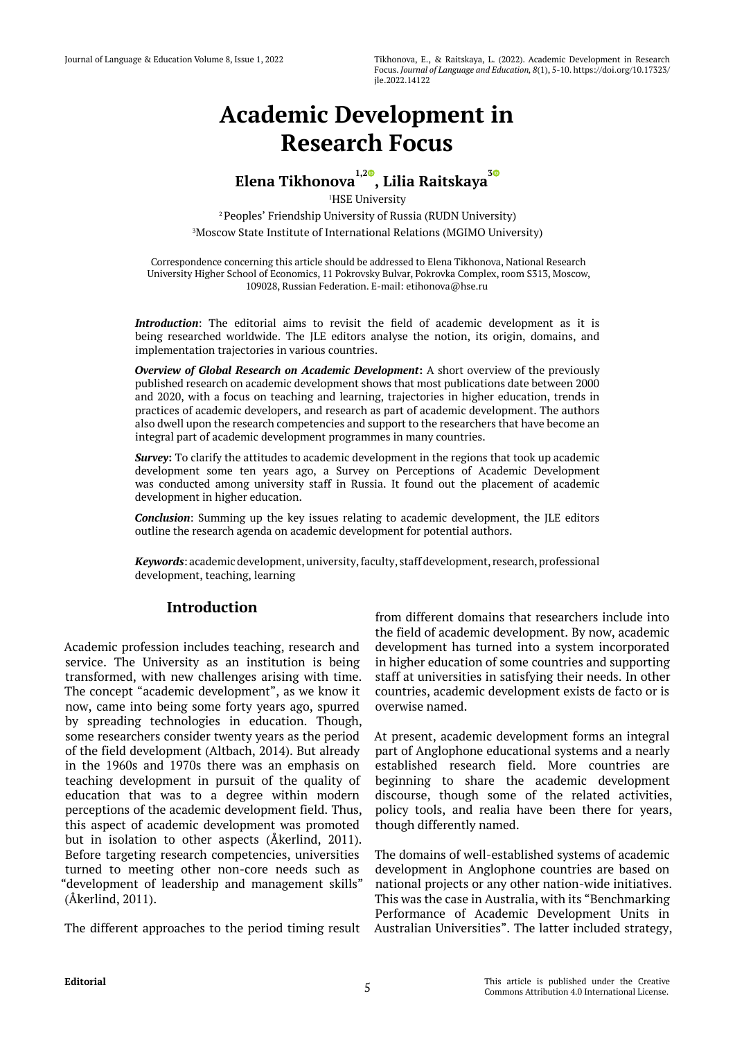# Academic Development in Research Focus

**Elena Tikhonova[1,2], Lilia Raitskaya[3]**

[1]HSE University

[2]Peoples' Friendship University of Russia (RUDN University)

[3]Moscow State Institute of International Relations (MGIMO University)

Correspondence concerning this article should be addressed to Elena Tikhonova, National Research University Higher School of Economics, 11 Pokrovsky Bulvar, Pokrovka Complex, room S313, Moscow, 109028, Russian Federation. E-mail: etihonova@hse.ru

***Introduction***: The editorial aims to revisit the field of academic development as it is being researched worldwide. The JLE editors analyse the notion, its origin, domains, and implementation trajectories in various countries.

***Overview of Global Research on Academic Development*:** A short overview of the previously published research on academic development shows that most publications date between 2000 and 2020, with a focus on teaching and learning, trajectories in higher education, trends in practices of academic developers, and research as part of academic development. The authors also dwell upon the research competencies and support to the researchers that have become an integral part of academic development programmes in many countries.

***Survey*:** To clarify the attitudes to academic development in the regions that took up academic development some ten years ago, a Survey on Perceptions of Academic Development was conducted among university staff in Russia. It found out the placement of academic development in higher education.

***Conclusion***: Summing up the key issues relating to academic development, the JLE editors outline the research agenda on academic development for potential authors.

***Keywords***: academic development, university, faculty, staff development, research, professional development, teaching, learning

## Introduction

Academic profession includes teaching, research and service. The University as an institution is being transformed, with new challenges arising with time. The concept "academic development", as we know it now, came into being some forty years ago, spurred by spreading technologies in education. Though, some researchers consider twenty years as the period of the field development (Altbach, 2014). But already in the 1960s and 1970s there was an emphasis on teaching development in pursuit of the quality of education that was to a degree within modern perceptions of the academic development field. Thus, this aspect of academic development was promoted but in isolation to other aspects (Åkerlind, 2011). Before targeting research competencies, universities turned to meeting other non-core needs such as "development of leadership and management skills" (Åkerlind, 2011).

The different approaches to the period timing result from different domains that researchers include into the field of academic development. By now, academic development has turned into a system incorporated in higher education of some countries and supporting staff at universities in satisfying their needs. In other countries, academic development exists de facto or is overwise named.

At present, academic development forms an integral part of Anglophone educational systems and a nearly established research field. More countries are beginning to share the academic development discourse, though some of the related activities, policy tools, and realia have been there for years, though differently named.

The domains of well-established systems of academic development in Anglophone countries are based on national projects or any other nation-wide initiatives. This was the case in Australia, with its "Benchmarking Performance of Academic Development Units in Australian Universities". The latter included strategy,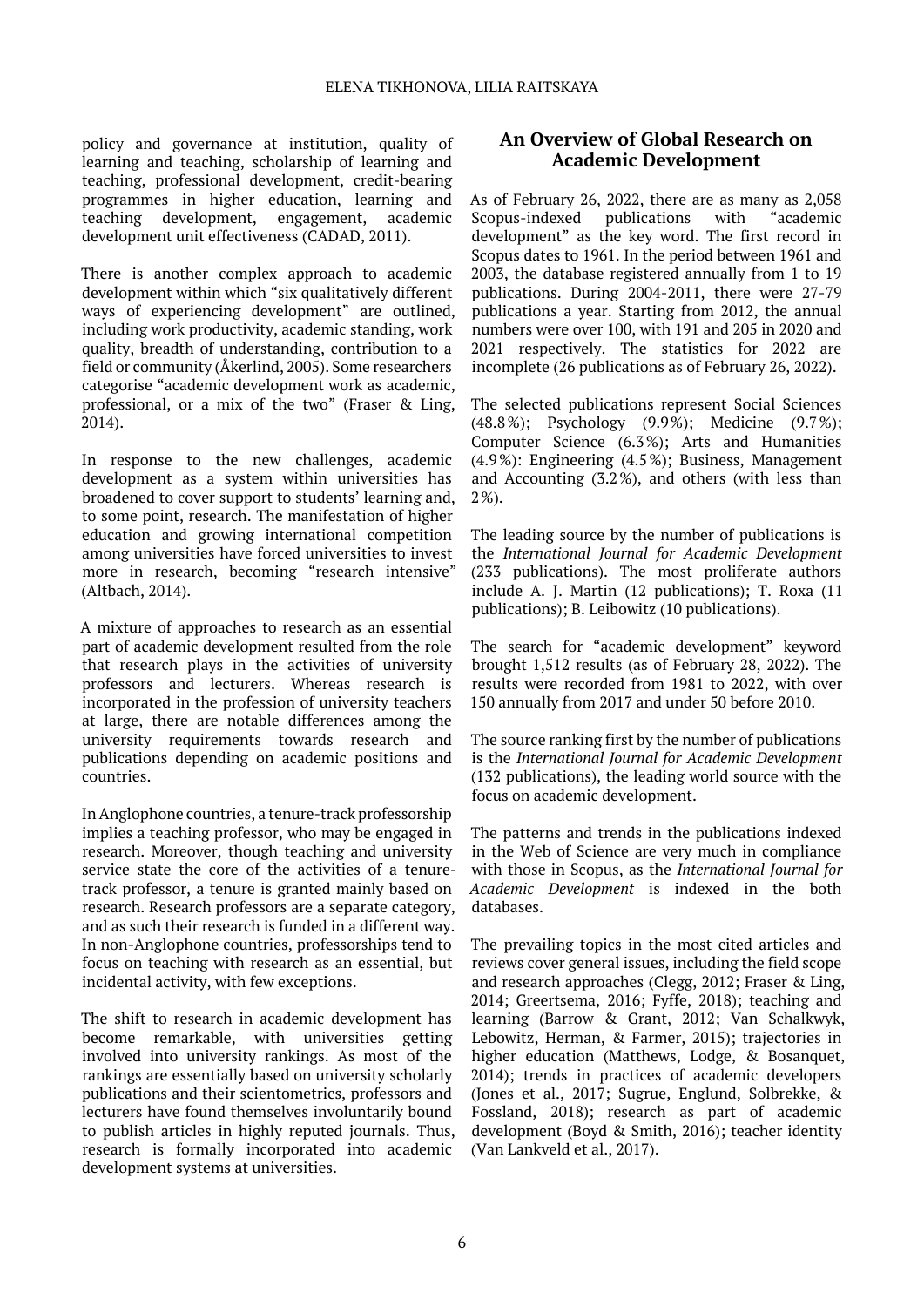policy and governance at institution, quality of learning and teaching, scholarship of learning and teaching, professional development, credit-bearing programmes in higher education, learning and teaching development, engagement, academic development unit effectiveness (CADAD, 2011).

There is another complex approach to academic development within which "six qualitatively different ways of experiencing development" are outlined, including work productivity, academic standing, work quality, breadth of understanding, contribution to a field or community (Åkerlind, 2005). Some researchers categorise "academic development work as academic, professional, or a mix of the two" (Fraser & Ling, 2014).

In response to the new challenges, academic development as a system within universities has broadened to cover support to students' learning and, to some point, research. The manifestation of higher education and growing international competition among universities have forced universities to invest more in research, becoming "research intensive" (Altbach, 2014).

A mixture of approaches to research as an essential part of academic development resulted from the role that research plays in the activities of university professors and lecturers. Whereas research is incorporated in the profession of university teachers at large, there are notable differences among the university requirements towards research and publications depending on academic positions and countries.

In Anglophone countries, a tenure-track professorship implies a teaching professor, who may be engaged in research. Moreover, though teaching and university service state the core of the activities of a tenure-track professor, a tenure is granted mainly based on research. Research professors are a separate category, and as such their research is funded in a different way. In non-Anglophone countries, professorships tend to focus on teaching with research as an essential, but incidental activity, with few exceptions.

The shift to research in academic development has become remarkable, with universities getting involved into university rankings. As most of the rankings are essentially based on university scholarly publications and their scientometrics, professors and lecturers have found themselves involuntarily bound to publish articles in highly reputed journals. Thus, research is formally incorporated into academic development systems at universities.

## An Overview of Global Research on Academic Development

As of February 26, 2022, there are as many as 2,058 Scopus-indexed publications with "academic development" as the key word. The first record in Scopus dates to 1961. In the period between 1961 and 2003, the database registered annually from 1 to 19 publications. During 2004-2011, there were 27-79 publications a year. Starting from 2012, the annual numbers were over 100, with 191 and 205 in 2020 and 2021 respectively. The statistics for 2022 are incomplete (26 publications as of February 26, 2022).

The selected publications represent Social Sciences (48.8%); Psychology (9.9%); Medicine (9.7%); Computer Science (6.3%); Arts and Humanities (4.9%): Engineering (4.5%); Business, Management and Accounting (3.2%), and others (with less than 2%).

The leading source by the number of publications is the *International Journal for Academic Development* (233 publications). The most proliferate authors include A. J. Martin (12 publications); T. Roxa (11 publications); B. Leibowitz (10 publications).

The search for "academic development" keyword brought 1,512 results (as of February 28, 2022). The results were recorded from 1981 to 2022, with over 150 annually from 2017 and under 50 before 2010.

The source ranking first by the number of publications is the *International Journal for Academic Development* (132 publications), the leading world source with the focus on academic development.

The patterns and trends in the publications indexed in the Web of Science are very much in compliance with those in Scopus, as the *International Journal for Academic Development* is indexed in the both databases.

The prevailing topics in the most cited articles and reviews cover general issues, including the field scope and research approaches (Clegg, 2012; Fraser & Ling, 2014; Greertsema, 2016; Fyffe, 2018); teaching and learning (Barrow & Grant, 2012; Van Schalkwyk, Lebowitz, Herman, & Farmer, 2015); trajectories in higher education (Matthews, Lodge, & Bosanquet, 2014); trends in practices of academic developers (Jones et al., 2017; Sugrue, Englund, Solbrekke, & Fossland, 2018); research as part of academic development (Boyd & Smith, 2016); teacher identity (Van Lankveld et al., 2017).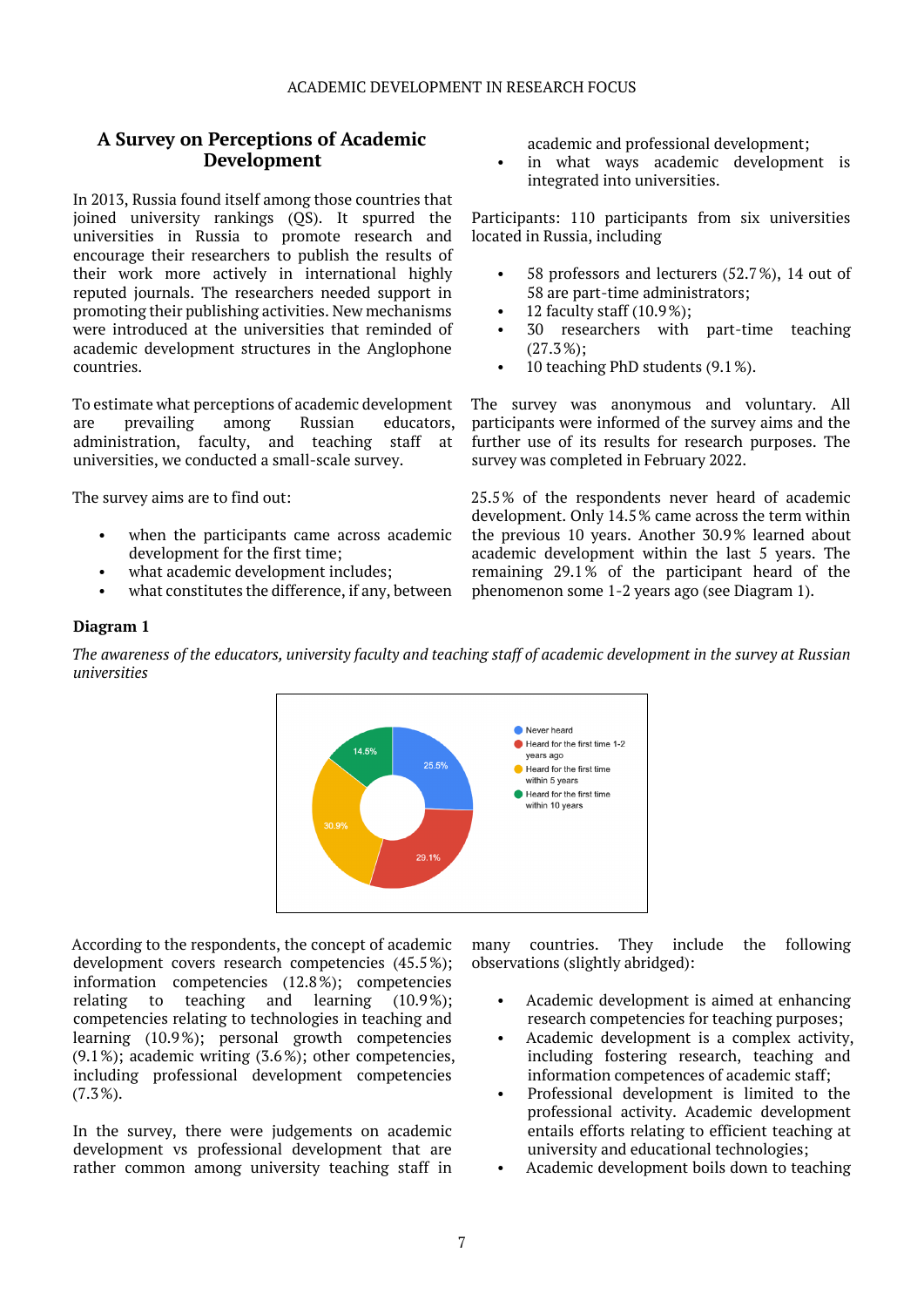## A Survey on Perceptions of Academic Development

In 2013, Russia found itself among those countries that joined university rankings (QS). It spurred the universities in Russia to promote research and encourage their researchers to publish the results of their work more actively in international highly reputed journals. The researchers needed support in promoting their publishing activities. New mechanisms were introduced at the universities that reminded of academic development structures in the Anglophone countries.

To estimate what perceptions of academic development are prevailing among Russian educators, administration, faculty, and teaching staff at universities, we conducted a small-scale survey.

The survey aims are to find out:

- when the participants came across academic development for the first time;
- what academic development includes;
- what constitutes the difference, if any, between academic and professional development;
- in what ways academic development is integrated into universities.

Participants: 110 participants from six universities located in Russia, including

- 58 professors and lecturers (52.7%), 14 out of 58 are part-time administrators;
- 12 faculty staff (10.9%);
- 30 researchers with part-time teaching (27.3%);
- 10 teaching PhD students (9.1%).

The survey was anonymous and voluntary. All participants were informed of the survey aims and the further use of its results for research purposes. The survey was completed in February 2022.

25.5% of the respondents never heard of academic development. Only 14.5% came across the term within the previous 10 years. Another 30.9% learned about academic development within the last 5 years. The remaining 29.1% of the participant heard of the phenomenon some 1-2 years ago (see Diagram 1).

**Diagram 1**

*The awareness of the educators, university faculty and teaching staff of academic development in the survey at Russian universities*

| Category | Share |
|---|---|
| Never heard | 25.5% |
| Heard for the first time 1-2 years ago | 29.1% |
| Heard for the first time within 5 years | 30.9% |
| Heard for the first time within 10 years | 14.5% |

According to the respondents, the concept of academic development covers research competencies (45.5%); information competencies (12.8%); competencies relating to teaching and learning (10.9%); competencies relating to technologies in teaching and learning (10.9%); personal growth competencies (9.1%); academic writing (3.6%); other competencies, including professional development competencies (7.3%).

In the survey, there were judgements on academic development vs professional development that are rather common among university teaching staff in many countries. They include the following observations (slightly abridged):

- Academic development is aimed at enhancing research competencies for teaching purposes;
- Academic development is a complex activity, including fostering research, teaching and information competences of academic staff;
- Professional development is limited to the professional activity. Academic development entails efforts relating to efficient teaching at university and educational technologies;
- Academic development boils down to teaching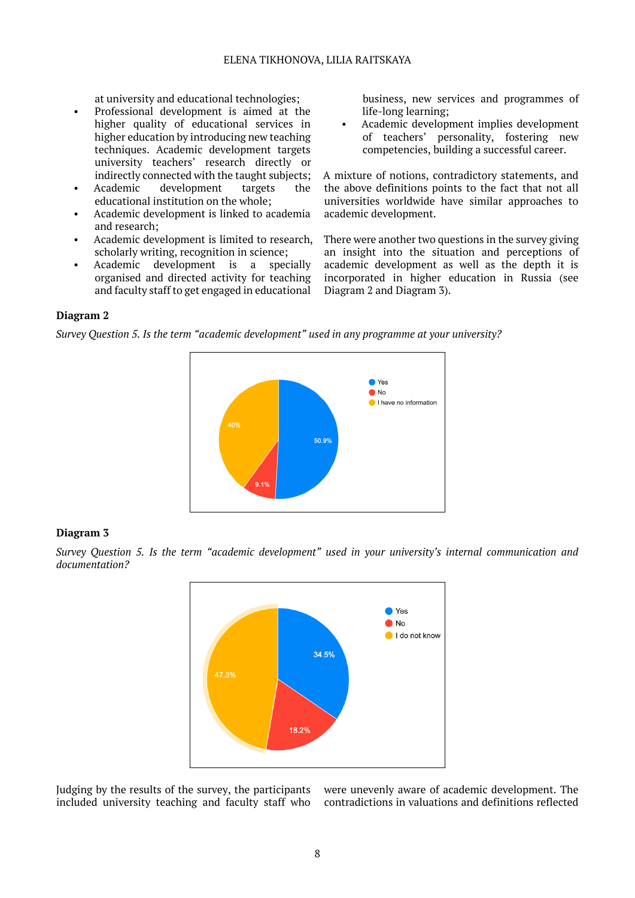at university and educational technologies;

- Professional development is aimed at the higher quality of educational services in higher education by introducing new teaching techniques. Academic development targets university teachers' research directly or indirectly connected with the taught subjects;
- Academic development targets the educational institution on the whole;
- Academic development is linked to academia and research;
- Academic development is limited to research, scholarly writing, recognition in science;
- Academic development is a specially organised and directed activity for teaching and faculty staff to get engaged in educational business, new services and programmes of life-long learning;
- Academic development implies development of teachers' personality, fostering new competencies, building a successful career.

A mixture of notions, contradictory statements, and the above definitions points to the fact that not all universities worldwide have similar approaches to academic development.

There were another two questions in the survey giving an insight into the situation and perceptions of academic development as well as the depth it is incorporated in higher education in Russia (see Diagram 2 and Diagram 3).

**Diagram 2**

*Survey Question 5. Is the term "academic development" used in any programme at your university?*

- Yes: 50.9%
- No: 9.1%
- I have no information: 40%

**Diagram 3**

*Survey Question 5. Is the term "academic development" used in your university's internal communication and documentation?*

- Yes: 34.5%
- No: 18.2%
- I do not know: 47.3%

Judging by the results of the survey, the participants included university teaching and faculty staff who were unevenly aware of academic development. The contradictions in valuations and definitions reflected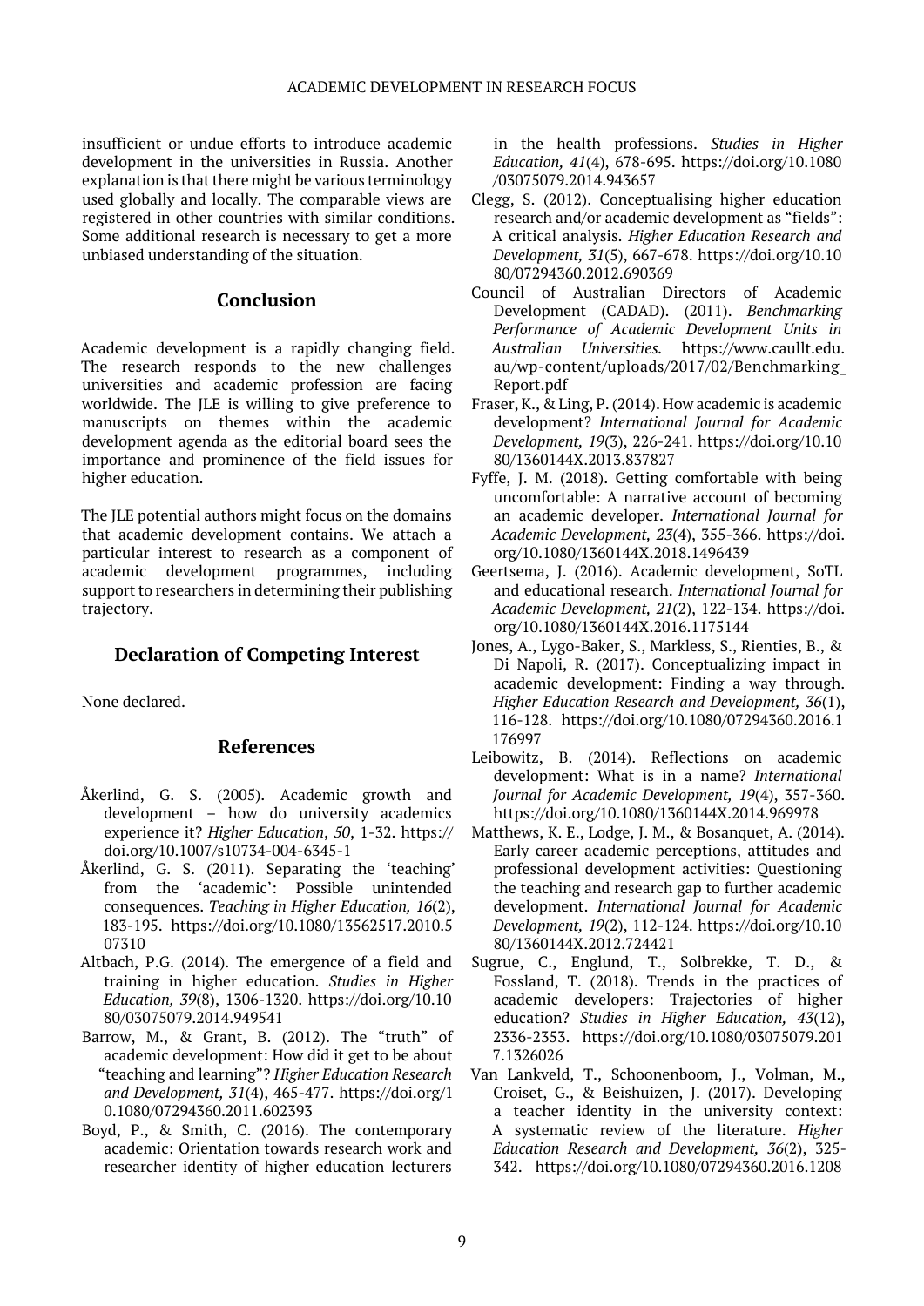insufficient or undue efforts to introduce academic development in the universities in Russia. Another explanation is that there might be various terminology used globally and locally. The comparable views are registered in other countries with similar conditions. Some additional research is necessary to get a more unbiased understanding of the situation.

## Conclusion

Academic development is a rapidly changing field. The research responds to the new challenges universities and academic profession are facing worldwide. The JLE is willing to give preference to manuscripts on themes within the academic development agenda as the editorial board sees the importance and prominence of the field issues for higher education.

The JLE potential authors might focus on the domains that academic development contains. We attach a particular interest to research as a component of academic development programmes, including support to researchers in determining their publishing trajectory.

## Declaration of Competing Interest

None declared.

## References

Åkerlind, G. S. (2005). Academic growth and development – how do university academics experience it? *Higher Education*, *50*, 1-32. https://doi.org/10.1007/s10734-004-6345-1

Åkerlind, G. S. (2011). Separating the 'teaching' from the 'academic': Possible unintended consequences. *Teaching in Higher Education, 16*(2), 183-195. https://doi.org/10.1080/13562517.2010.507310

Altbach, P.G. (2014). The emergence of a field and training in higher education. *Studies in Higher Education, 39*(8), 1306-1320. https://doi.org/10.1080/03075079.2014.949541

Barrow, M., & Grant, B. (2012). The "truth" of academic development: How did it get to be about "teaching and learning"? *Higher Education Research and Development, 31*(4), 465-477. https://doi.org/10.1080/07294360.2011.602393

Boyd, P., & Smith, C. (2016). The contemporary academic: Orientation towards research work and researcher identity of higher education lecturers in the health professions. *Studies in Higher Education, 41*(4), 678-695. https://doi.org/10.1080/03075079.2014.943657

Clegg, S. (2012). Conceptualising higher education research and/or academic development as "fields": A critical analysis. *Higher Education Research and Development, 31*(5), 667-678. https://doi.org/10.1080/07294360.2012.690369

Council of Australian Directors of Academic Development (CADAD). (2011). *Benchmarking Performance of Academic Development Units in Australian Universities.* https://www.caullt.edu.au/wp-content/uploads/2017/02/Benchmarking_Report.pdf

Fraser, K., & Ling, P. (2014). How academic is academic development? *International Journal for Academic Development, 19*(3), 226-241. https://doi.org/10.1080/1360144X.2013.837827

Fyffe, J. M. (2018). Getting comfortable with being uncomfortable: A narrative account of becoming an academic developer. *International Journal for Academic Development, 23*(4), 355-366. https://doi.org/10.1080/1360144X.2018.1496439

Geertsema, J. (2016). Academic development, SoTL and educational research. *International Journal for Academic Development, 21*(2), 122-134. https://doi.org/10.1080/1360144X.2016.1175144

Jones, A., Lygo-Baker, S., Markless, S., Rienties, B., & Di Napoli, R. (2017). Conceptualizing impact in academic development: Finding a way through. *Higher Education Research and Development, 36*(1), 116-128. https://doi.org/10.1080/07294360.2016.1176997

Leibowitz, B. (2014). Reflections on academic development: What is in a name? *International Journal for Academic Development, 19*(4), 357-360. https://doi.org/10.1080/1360144X.2014.969978

Matthews, K. E., Lodge, J. M., & Bosanquet, A. (2014). Early career academic perceptions, attitudes and professional development activities: Questioning the teaching and research gap to further academic development. *International Journal for Academic Development, 19*(2), 112-124. https://doi.org/10.1080/1360144X.2012.724421

Sugrue, C., Englund, T., Solbrekke, T. D., & Fossland, T. (2018). Trends in the practices of academic developers: Trajectories of higher education? *Studies in Higher Education, 43*(12), 2336-2353. https://doi.org/10.1080/03075079.2017.1326026

Van Lankveld, T., Schoonenboom, J., Volman, M., Croiset, G., & Beishuizen, J. (2017). Developing a teacher identity in the university context: A systematic review of the literature. *Higher Education Research and Development, 36*(2), 325-342. https://doi.org/10.1080/07294360.2016.1208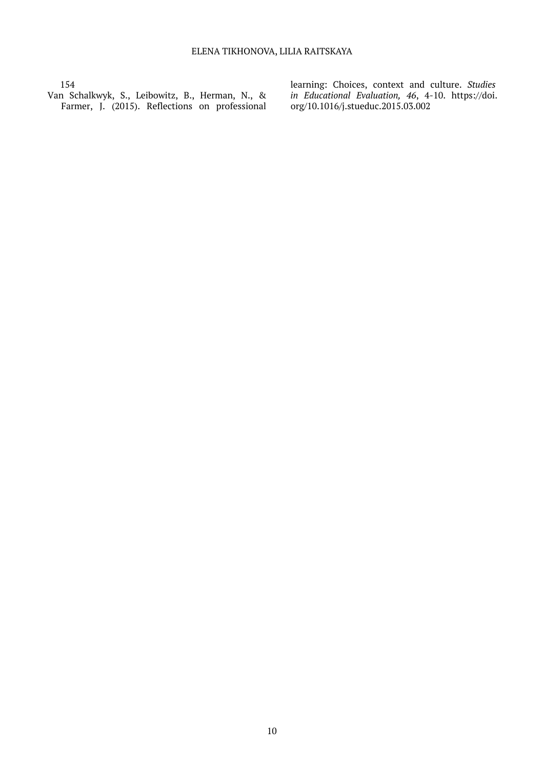154

Van Schalkwyk, S., Leibowitz, B., Herman, N., & Farmer, J. (2015). Reflections on professional learning: Choices, context and culture. *Studies in Educational Evaluation, 46*, 4-10. https://doi.org/10.1016/j.stueduc.2015.03.002